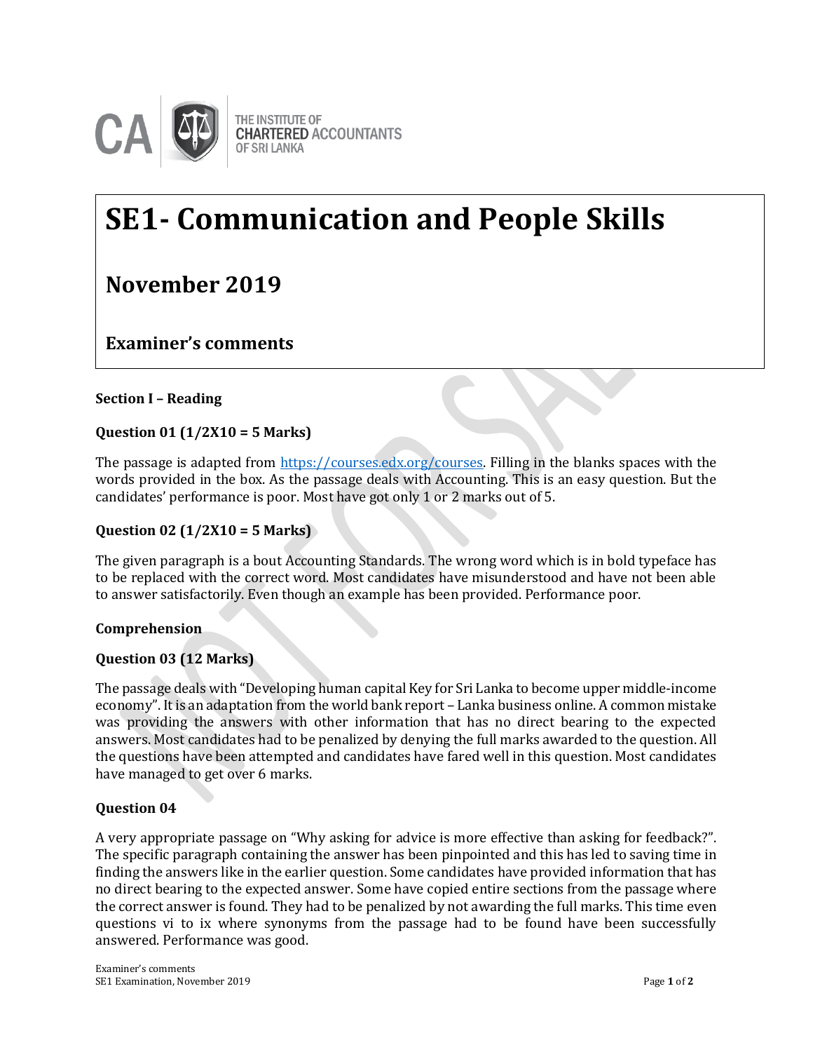THE INSTITUTE OF CHARTERED ACCOUNTANTS OF SRI LANKA

# SE1- Communication and People Skills

## November 2019

### Examiner's comments

**Section I – Reading**

**Question 01 (1/2X10 = 5 Marks)**

The passage is adapted from https://courses.edx.org/courses. Filling in the blanks spaces with the words provided in the box. As the passage deals with Accounting. This is an easy question. But the candidates' performance is poor. Most have got only 1 or 2 marks out of 5.

**Question 02 (1/2X10 = 5 Marks)**

The given paragraph is a bout Accounting Standards. The wrong word which is in bold typeface has to be replaced with the correct word. Most candidates have misunderstood and have not been able to answer satisfactorily. Even though an example has been provided. Performance poor.

**Comprehension**

**Question 03 (12 Marks)**

The passage deals with "Developing human capital Key for Sri Lanka to become upper middle-income economy". It is an adaptation from the world bank report – Lanka business online. A common mistake was providing the answers with other information that has no direct bearing to the expected answers. Most candidates had to be penalized by denying the full marks awarded to the question. All the questions have been attempted and candidates have fared well in this question. Most candidates have managed to get over 6 marks.

**Question 04**

A very appropriate passage on "Why asking for advice is more effective than asking for feedback?". The specific paragraph containing the answer has been pinpointed and this has led to saving time in finding the answers like in the earlier question. Some candidates have provided information that has no direct bearing to the expected answer. Some have copied entire sections from the passage where the correct answer is found. They had to be penalized by not awarding the full marks. This time even questions vi to ix where synonyms from the passage had to be found have been successfully answered. Performance was good.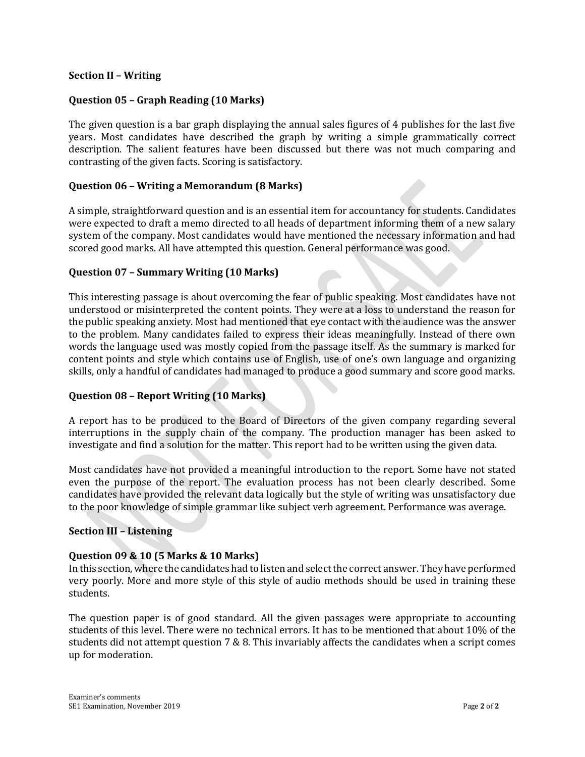**Section II – Writing**

**Question 05 – Graph Reading (10 Marks)**

The given question is a bar graph displaying the annual sales figures of 4 publishes for the last five years. Most candidates have described the graph by writing a simple grammatically correct description. The salient features have been discussed but there was not much comparing and contrasting of the given facts. Scoring is satisfactory.

**Question 06 – Writing a Memorandum (8 Marks)**

A simple, straightforward question and is an essential item for accountancy for students. Candidates were expected to draft a memo directed to all heads of department informing them of a new salary system of the company. Most candidates would have mentioned the necessary information and had scored good marks. All have attempted this question. General performance was good.

**Question 07 – Summary Writing (10 Marks)**

This interesting passage is about overcoming the fear of public speaking. Most candidates have not understood or misinterpreted the content points. They were at a loss to understand the reason for the public speaking anxiety. Most had mentioned that eye contact with the audience was the answer to the problem. Many candidates failed to express their ideas meaningfully. Instead of there own words the language used was mostly copied from the passage itself. As the summary is marked for content points and style which contains use of English, use of one's own language and organizing skills, only a handful of candidates had managed to produce a good summary and score good marks.

**Question 08 – Report Writing (10 Marks)**

A report has to be produced to the Board of Directors of the given company regarding several interruptions in the supply chain of the company. The production manager has been asked to investigate and find a solution for the matter. This report had to be written using the given data.

Most candidates have not provided a meaningful introduction to the report. Some have not stated even the purpose of the report. The evaluation process has not been clearly described. Some candidates have provided the relevant data logically but the style of writing was unsatisfactory due to the poor knowledge of simple grammar like subject verb agreement. Performance was average.

**Section III – Listening**

**Question 09 & 10 (5 Marks & 10 Marks)**

In this section, where the candidates had to listen and select the correct answer. They have performed very poorly. More and more style of this style of audio methods should be used in training these students.

The question paper is of good standard. All the given passages were appropriate to accounting students of this level. There were no technical errors. It has to be mentioned that about 10% of the students did not attempt question 7 & 8. This invariably affects the candidates when a script comes up for moderation.